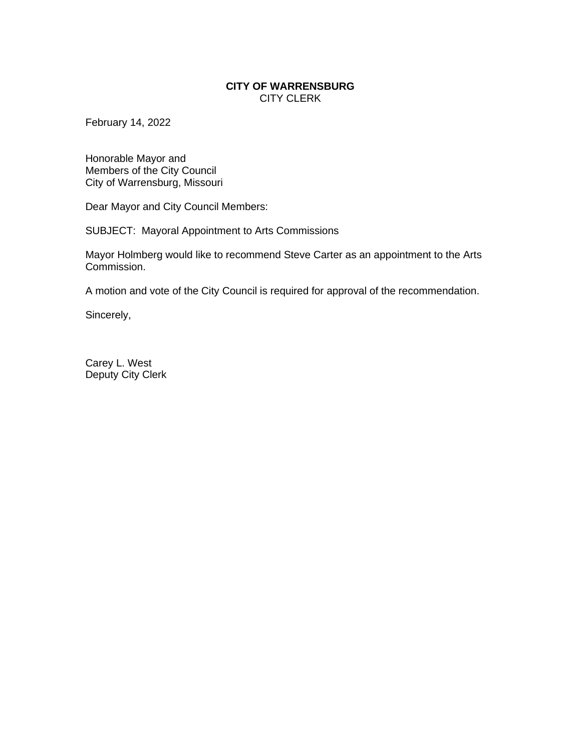**CITY OF WARRENSBURG**
CITY CLERK

February 14, 2022

Honorable Mayor and
Members of the City Council
City of Warrensburg, Missouri

Dear Mayor and City Council Members:

SUBJECT: Mayoral Appointment to Arts Commissions

Mayor Holmberg would like to recommend Steve Carter as an appointment to the Arts Commission.

A motion and vote of the City Council is required for approval of the recommendation.

Sincerely,

Carey L. West
Deputy City Clerk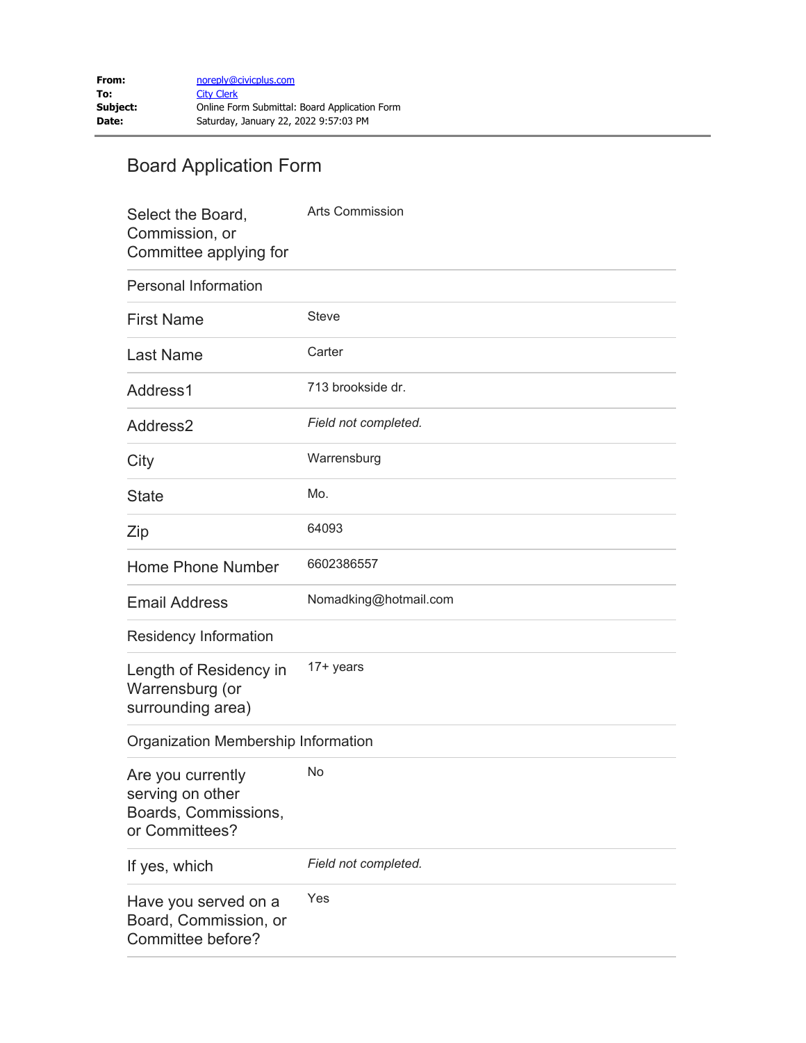| | |
|---|---|
| **From:** | noreply@civicplus.com |
| **To:** | City Clerk |
| **Subject:** | Online Form Submittal: Board Application Form |
| **Date:** | Saturday, January 22, 2022 9:57:03 PM |

# Board Application Form

| | |
|---|---|
| Select the Board, Commission, or Committee applying for | Arts Commission |
| Personal Information | |
| First Name | Steve |
| Last Name | Carter |
| Address1 | 713 brookside dr. |
| Address2 | *Field not completed.* |
| City | Warrensburg |
| State | Mo. |
| Zip | 64093 |
| Home Phone Number | 6602386557 |
| Email Address | Nomadking@hotmail.com |
| Residency Information | |
| Length of Residency in Warrensburg (or surrounding area) | 17+ years |
| Organization Membership Information | |
| Are you currently serving on other Boards, Commissions, or Committees? | No |
| If yes, which | *Field not completed.* |
| Have you served on a Board, Commission, or Committee before? | Yes |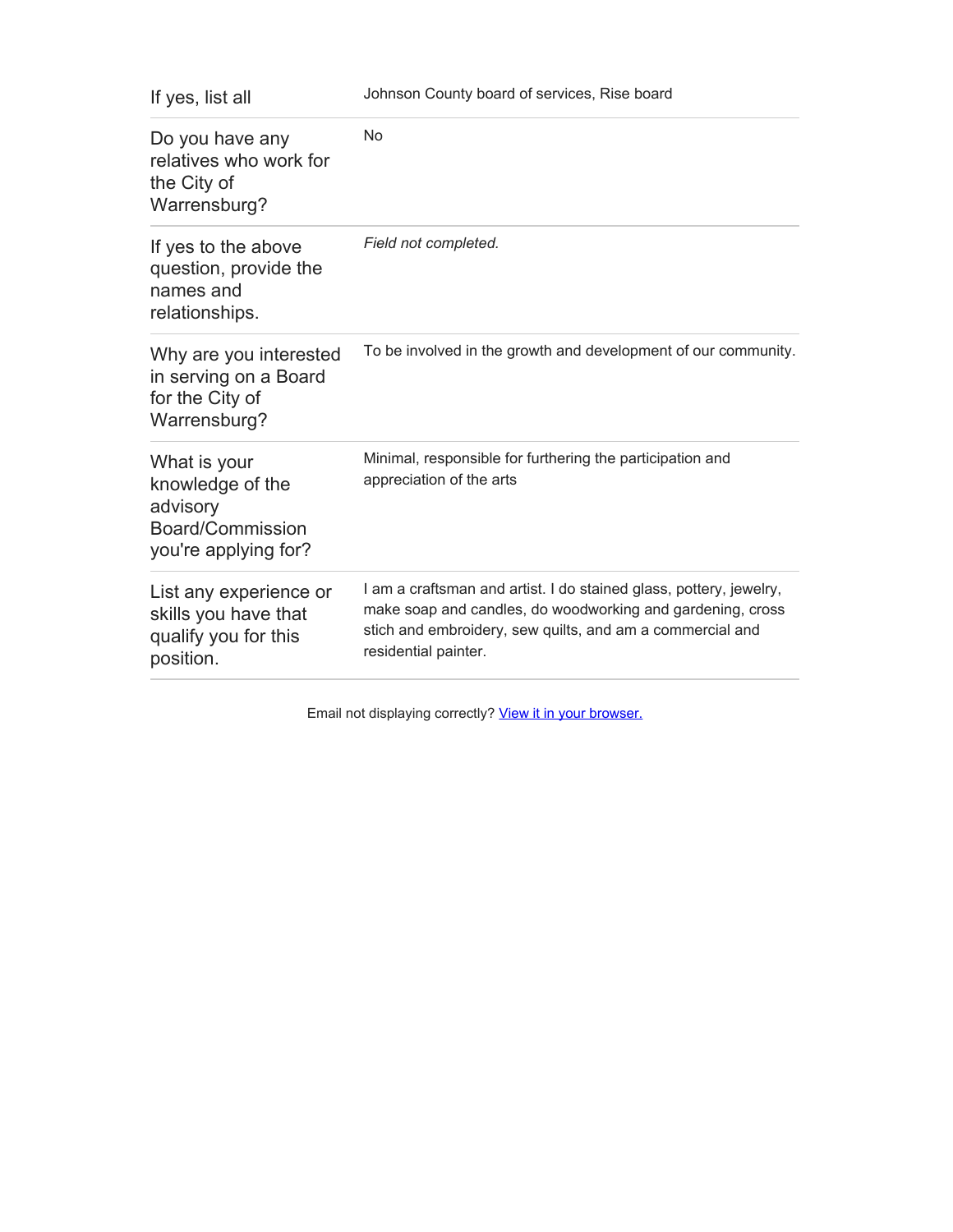| | |
|---|---|
| If yes, list all | Johnson County board of services, Rise board |
| Do you have any relatives who work for the City of Warrensburg? | No |
| If yes to the above question, provide the names and relationships. | *Field not completed.* |
| Why are you interested in serving on a Board for the City of Warrensburg? | To be involved in the growth and development of our community. |
| What is your knowledge of the advisory Board/Commission you're applying for? | Minimal, responsible for furthering the participation and appreciation of the arts |
| List any experience or skills you have that qualify you for this position. | I am a craftsman and artist. I do stained glass, pottery, jewelry, make soap and candles, do woodworking and gardening, cross stich and embroidery, sew quilts, and am a commercial and residential painter. |

Email not displaying correctly? [View it in your browser.]()